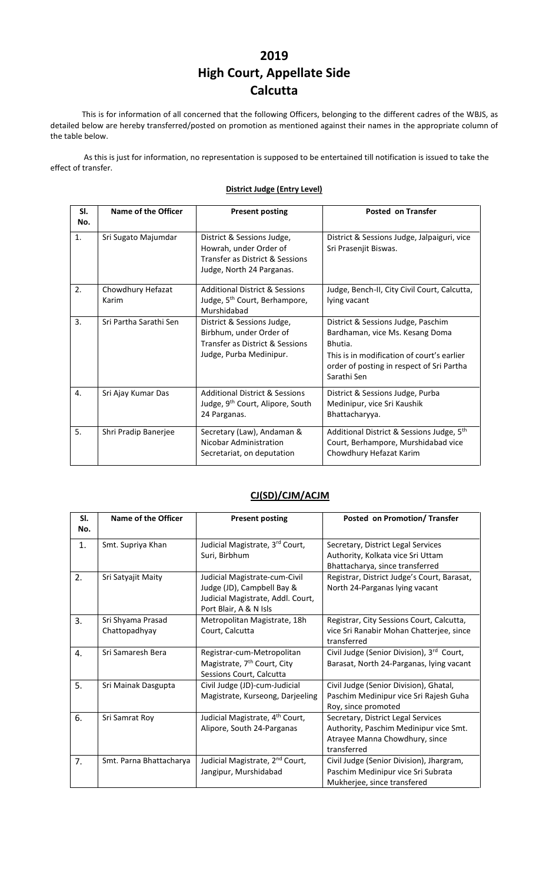# 2019
# High Court, Appellate Side
# Calcutta

This is for information of all concerned that the following Officers, belonging to the different cadres of the WBJS, as detailed below are hereby transferred/posted on promotion as mentioned against their names in the appropriate column of the table below.

As this is just for information, no representation is supposed to be entertained till notification is issued to take the effect of transfer.

**District Judge (Entry Level)**

| Sl. No. | Name of the Officer | Present posting | Posted on Transfer |
|---|---|---|---|
| 1. | Sri Sugato Majumdar | District & Sessions Judge, Howrah, under Order of Transfer as District & Sessions Judge, North 24 Parganas. | District & Sessions Judge, Jalpaiguri, vice Sri Prasenjit Biswas. |
| 2. | Chowdhury Hefazat Karim | Additional District & Sessions Judge, 5th Court, Berhampore, Murshidabad | Judge, Bench-II, City Civil Court, Calcutta, lying vacant |
| 3. | Sri Partha Sarathi Sen | District & Sessions Judge, Birbhum, under Order of Transfer as District & Sessions Judge, Purba Medinipur. | District & Sessions Judge, Paschim Bardhaman, vice Ms. Kesang Doma Bhutia. This is in modification of court's earlier order of posting in respect of Sri Partha Sarathi Sen |
| 4. | Sri Ajay Kumar Das | Additional District & Sessions Judge, 9th Court, Alipore, South 24 Parganas. | District & Sessions Judge, Purba Medinipur, vice Sri Kaushik Bhattacharyya. |
| 5. | Shri Pradip Banerjee | Secretary (Law), Andaman & Nicobar Administration Secretariat, on deputation | Additional District & Sessions Judge, 5th Court, Berhampore, Murshidabad vice Chowdhury Hefazat Karim |

## CJ(SD)/CJM/ACJM

| Sl. No. | Name of the Officer | Present posting | Posted on Promotion/ Transfer |
|---|---|---|---|
| 1. | Smt. Supriya Khan | Judicial Magistrate, 3rd Court, Suri, Birbhum | Secretary, District Legal Services Authority, Kolkata vice Sri Uttam Bhattacharya, since transferred |
| 2. | Sri Satyajit Maity | Judicial Magistrate-cum-Civil Judge (JD), Campbell Bay & Judicial Magistrate, Addl. Court, Port Blair, A & N Isls | Registrar, District Judge's Court, Barasat, North 24-Parganas lying vacant |
| 3. | Sri Shyama Prasad Chattopadhyay | Metropolitan Magistrate, 18h Court, Calcutta | Registrar, City Sessions Court, Calcutta, vice Sri Ranabir Mohan Chatterjee, since transferred |
| 4. | Sri Samaresh Bera | Registrar-cum-Metropolitan Magistrate, 7th Court, City Sessions Court, Calcutta | Civil Judge (Senior Division), 3rd Court, Barasat, North 24-Parganas, lying vacant |
| 5. | Sri Mainak Dasgupta | Civil Judge (JD)-cum-Judicial Magistrate, Kurseong, Darjeeling | Civil Judge (Senior Division), Ghatal, Paschim Medinipur vice Sri Rajesh Guha Roy, since promoted |
| 6. | Sri Samrat Roy | Judicial Magistrate, 4th Court, Alipore, South 24-Parganas | Secretary, District Legal Services Authority, Paschim Medinipur vice Smt. Atrayee Manna Chowdhury, since transferred |
| 7. | Smt. Parna Bhattacharya | Judicial Magistrate, 2nd Court, Jangipur, Murshidabad | Civil Judge (Senior Division), Jhargram, Paschim Medinipur vice Sri Subrata Mukherjee, since transfered |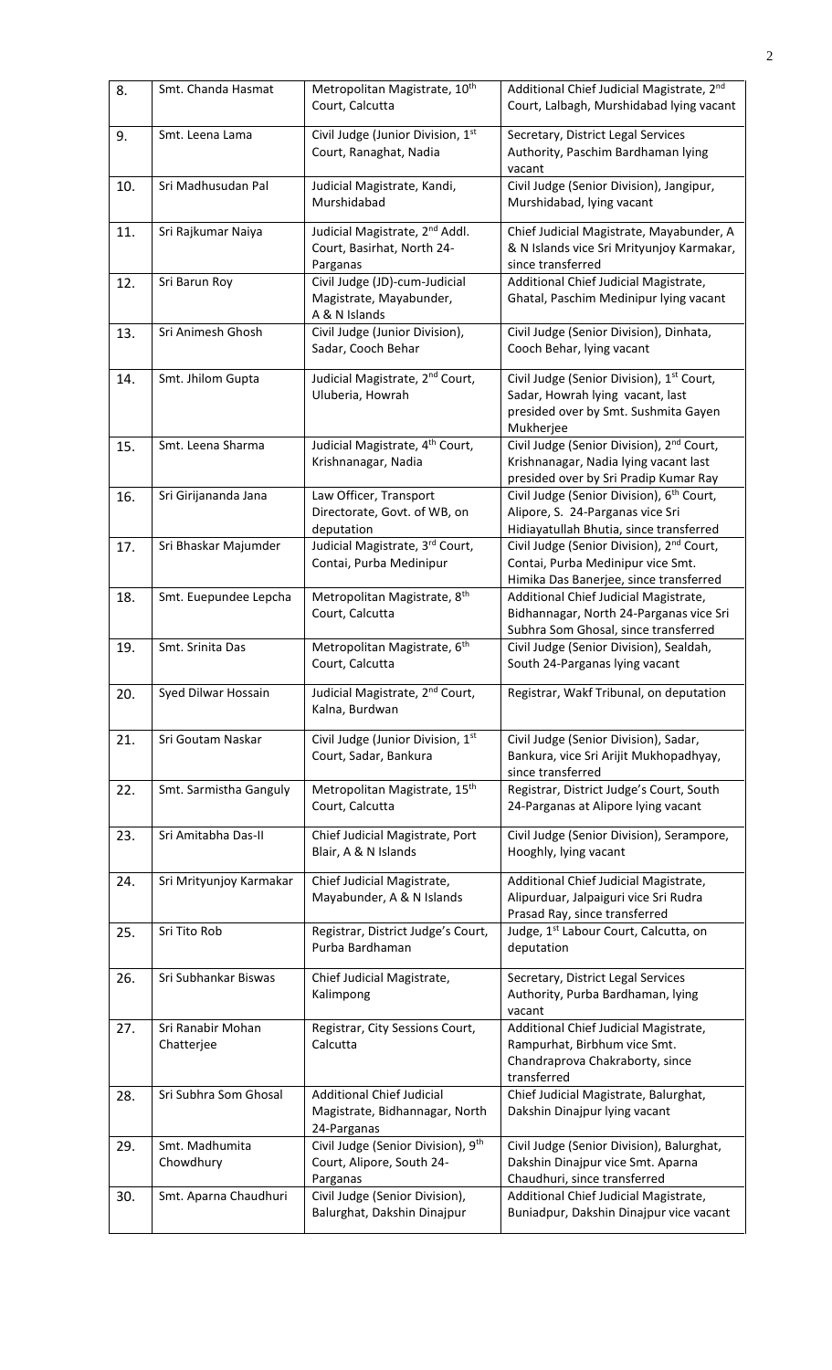| 8. | Smt. Chanda Hasmat | Metropolitan Magistrate, 10th Court, Calcutta | Additional Chief Judicial Magistrate, 2nd Court, Lalbagh, Murshidabad lying vacant |
|---|---|---|---|
| 9. | Smt. Leena Lama | Civil Judge (Junior Division, 1st Court, Ranaghat, Nadia | Secretary, District Legal Services Authority, Paschim Bardhaman lying vacant |
| 10. | Sri Madhusudan Pal | Judicial Magistrate, Kandi, Murshidabad | Civil Judge (Senior Division), Jangipur, Murshidabad, lying vacant |
| 11. | Sri Rajkumar Naiya | Judicial Magistrate, 2nd Addl. Court, Basirhat, North 24-Parganas | Chief Judicial Magistrate, Mayabunder, A & N Islands vice Sri Mrityunjoy Karmakar, since transferred |
| 12. | Sri Barun Roy | Civil Judge (JD)-cum-Judicial Magistrate, Mayabunder, A & N Islands | Additional Chief Judicial Magistrate, Ghatal, Paschim Medinipur lying vacant |
| 13. | Sri Animesh Ghosh | Civil Judge (Junior Division), Sadar, Cooch Behar | Civil Judge (Senior Division), Dinhata, Cooch Behar, lying vacant |
| 14. | Smt. Jhilom Gupta | Judicial Magistrate, 2nd Court, Uluberia, Howrah | Civil Judge (Senior Division), 1st Court, Sadar, Howrah lying vacant, last presided over by Smt. Sushmita Gayen Mukherjee |
| 15. | Smt. Leena Sharma | Judicial Magistrate, 4th Court, Krishnanagar, Nadia | Civil Judge (Senior Division), 2nd Court, Krishnanagar, Nadia lying vacant last presided over by Sri Pradip Kumar Ray |
| 16. | Sri Girijananda Jana | Law Officer, Transport Directorate, Govt. of WB, on deputation | Civil Judge (Senior Division), 6th Court, Alipore, S. 24-Parganas vice Sri Hidiayatullah Bhutia, since transferred |
| 17. | Sri Bhaskar Majumder | Judicial Magistrate, 3rd Court, Contai, Purba Medinipur | Civil Judge (Senior Division), 2nd Court, Contai, Purba Medinipur vice Smt. Himika Das Banerjee, since transferred |
| 18. | Smt. Euepundee Lepcha | Metropolitan Magistrate, 8th Court, Calcutta | Additional Chief Judicial Magistrate, Bidhannagar, North 24-Parganas vice Sri Subhra Som Ghosal, since transferred |
| 19. | Smt. Srinita Das | Metropolitan Magistrate, 6th Court, Calcutta | Civil Judge (Senior Division), Sealdah, South 24-Parganas lying vacant |
| 20. | Syed Dilwar Hossain | Judicial Magistrate, 2nd Court, Kalna, Burdwan | Registrar, Wakf Tribunal, on deputation |
| 21. | Sri Goutam Naskar | Civil Judge (Junior Division, 1st Court, Sadar, Bankura | Civil Judge (Senior Division), Sadar, Bankura, vice Sri Arijit Mukhopadhyay, since transferred |
| 22. | Smt. Sarmistha Ganguly | Metropolitan Magistrate, 15th Court, Calcutta | Registrar, District Judge's Court, South 24-Parganas at Alipore lying vacant |
| 23. | Sri Amitabha Das-II | Chief Judicial Magistrate, Port Blair, A & N Islands | Civil Judge (Senior Division), Serampore, Hooghly, lying vacant |
| 24. | Sri Mrityunjoy Karmakar | Chief Judicial Magistrate, Mayabunder, A & N Islands | Additional Chief Judicial Magistrate, Alipurduar, Jalpaiguri vice Sri Rudra Prasad Ray, since transferred |
| 25. | Sri Tito Rob | Registrar, District Judge's Court, Purba Bardhaman | Judge, 1st Labour Court, Calcutta, on deputation |
| 26. | Sri Subhankar Biswas | Chief Judicial Magistrate, Kalimpong | Secretary, District Legal Services Authority, Purba Bardhaman, lying vacant |
| 27. | Sri Ranabir Mohan Chatterjee | Registrar, City Sessions Court, Calcutta | Additional Chief Judicial Magistrate, Rampurhat, Birbhum vice Smt. Chandraprova Chakraborty, since transferred |
| 28. | Sri Subhra Som Ghosal | Additional Chief Judicial Magistrate, Bidhannagar, North 24-Parganas | Chief Judicial Magistrate, Balurghat, Dakshin Dinajpur lying vacant |
| 29. | Smt. Madhumita Chowdhury | Civil Judge (Senior Division), 9th Court, Alipore, South 24-Parganas | Civil Judge (Senior Division), Balurghat, Dakshin Dinajpur vice Smt. Aparna Chaudhuri, since transferred |
| 30. | Smt. Aparna Chaudhuri | Civil Judge (Senior Division), Balurghat, Dakshin Dinajpur | Additional Chief Judicial Magistrate, Buniadpur, Dakshin Dinajpur vice vacant |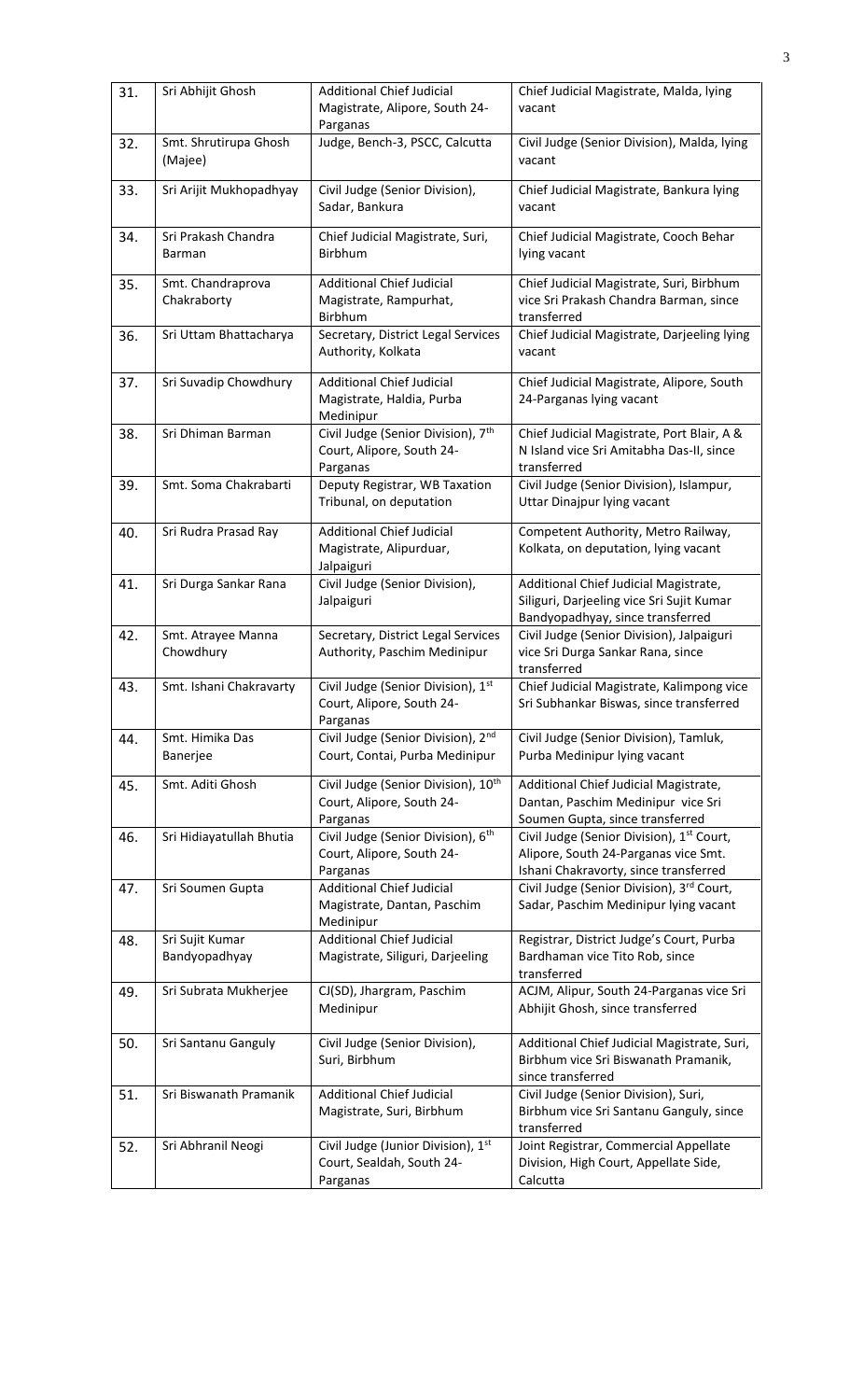| 31. | Sri Abhijit Ghosh | Additional Chief Judicial Magistrate, Alipore, South 24-Parganas | Chief Judicial Magistrate, Malda, lying vacant |
|---|---|---|---|
| 32. | Smt. Shrutirupa Ghosh (Majee) | Judge, Bench-3, PSCC, Calcutta | Civil Judge (Senior Division), Malda, lying vacant |
| 33. | Sri Arijit Mukhopadhyay | Civil Judge (Senior Division), Sadar, Bankura | Chief Judicial Magistrate, Bankura lying vacant |
| 34. | Sri Prakash Chandra Barman | Chief Judicial Magistrate, Suri, Birbhum | Chief Judicial Magistrate, Cooch Behar lying vacant |
| 35. | Smt. Chandraprova Chakraborty | Additional Chief Judicial Magistrate, Rampurhat, Birbhum | Chief Judicial Magistrate, Suri, Birbhum vice Sri Prakash Chandra Barman, since transferred |
| 36. | Sri Uttam Bhattacharya | Secretary, District Legal Services Authority, Kolkata | Chief Judicial Magistrate, Darjeeling lying vacant |
| 37. | Sri Suvadip Chowdhury | Additional Chief Judicial Magistrate, Haldia, Purba Medinipur | Chief Judicial Magistrate, Alipore, South 24-Parganas lying vacant |
| 38. | Sri Dhiman Barman | Civil Judge (Senior Division), 7th Court, Alipore, South 24-Parganas | Chief Judicial Magistrate, Port Blair, A & N Island vice Sri Amitabha Das-II, since transferred |
| 39. | Smt. Soma Chakrabarti | Deputy Registrar, WB Taxation Tribunal, on deputation | Civil Judge (Senior Division), Islampur, Uttar Dinajpur lying vacant |
| 40. | Sri Rudra Prasad Ray | Additional Chief Judicial Magistrate, Alipurduar, Jalpaiguri | Competent Authority, Metro Railway, Kolkata, on deputation, lying vacant |
| 41. | Sri Durga Sankar Rana | Civil Judge (Senior Division), Jalpaiguri | Additional Chief Judicial Magistrate, Siliguri, Darjeeling vice Sri Sujit Kumar Bandyopadhyay, since transferred |
| 42. | Smt. Atrayee Manna Chowdhury | Secretary, District Legal Services Authority, Paschim Medinipur | Civil Judge (Senior Division), Jalpaiguri vice Sri Durga Sankar Rana, since transferred |
| 43. | Smt. Ishani Chakravarty | Civil Judge (Senior Division), 1st Court, Alipore, South 24-Parganas | Chief Judicial Magistrate, Kalimpong vice Sri Subhankar Biswas, since transferred |
| 44. | Smt. Himika Das Banerjee | Civil Judge (Senior Division), 2nd Court, Contai, Purba Medinipur | Civil Judge (Senior Division), Tamluk, Purba Medinipur lying vacant |
| 45. | Smt. Aditi Ghosh | Civil Judge (Senior Division), 10th Court, Alipore, South 24-Parganas | Additional Chief Judicial Magistrate, Dantan, Paschim Medinipur vice Sri Soumen Gupta, since transferred |
| 46. | Sri Hidiayatullah Bhutia | Civil Judge (Senior Division), 6th Court, Alipore, South 24-Parganas | Civil Judge (Senior Division), 1st Court, Alipore, South 24-Parganas vice Smt. Ishani Chakravorty, since transferred |
| 47. | Sri Soumen Gupta | Additional Chief Judicial Magistrate, Dantan, Paschim Medinipur | Civil Judge (Senior Division), 3rd Court, Sadar, Paschim Medinipur lying vacant |
| 48. | Sri Sujit Kumar Bandyopadhyay | Additional Chief Judicial Magistrate, Siliguri, Darjeeling | Registrar, District Judge's Court, Purba Bardhaman vice Tito Rob, since transferred |
| 49. | Sri Subrata Mukherjee | CJ(SD), Jhargram, Paschim Medinipur | ACJM, Alipur, South 24-Parganas vice Sri Abhijit Ghosh, since transferred |
| 50. | Sri Santanu Ganguly | Civil Judge (Senior Division), Suri, Birbhum | Additional Chief Judicial Magistrate, Suri, Birbhum vice Sri Biswanath Pramanik, since transferred |
| 51. | Sri Biswanath Pramanik | Additional Chief Judicial Magistrate, Suri, Birbhum | Civil Judge (Senior Division), Suri, Birbhum vice Sri Santanu Ganguly, since transferred |
| 52. | Sri Abhranil Neogi | Civil Judge (Junior Division), 1st Court, Sealdah, South 24-Parganas | Joint Registrar, Commercial Appellate Division, High Court, Appellate Side, Calcutta |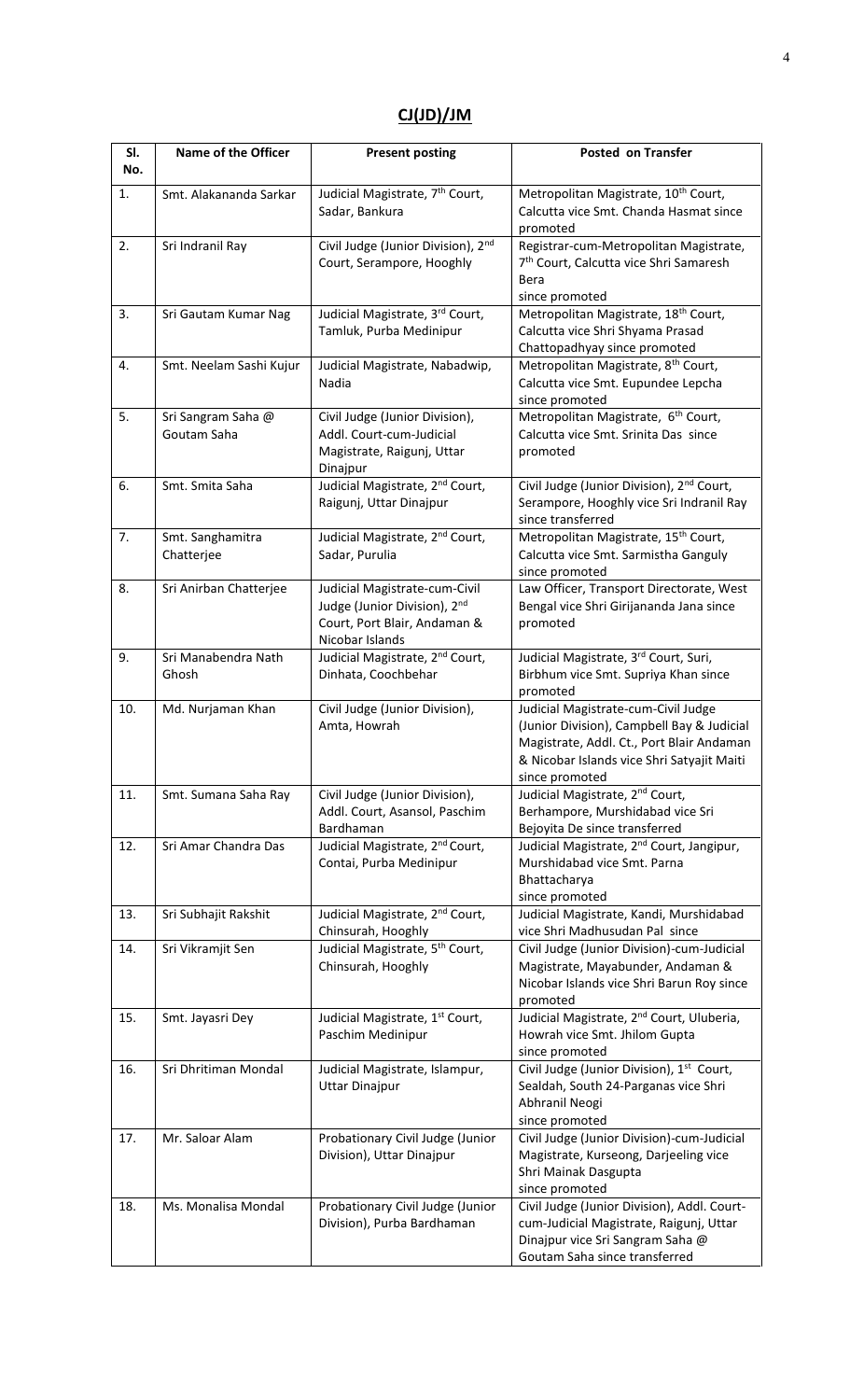## CJ(JD)/JM

| Sl. No. | Name of the Officer | Present posting | Posted on Transfer |
|---|---|---|---|
| 1. | Smt. Alakananda Sarkar | Judicial Magistrate, 7th Court, Sadar, Bankura | Metropolitan Magistrate, 10th Court, Calcutta vice Smt. Chanda Hasmat since promoted |
| 2. | Sri Indranil Ray | Civil Judge (Junior Division), 2nd Court, Serampore, Hooghly | Registrar-cum-Metropolitan Magistrate, 7th Court, Calcutta vice Shri Samaresh Bera since promoted |
| 3. | Sri Gautam Kumar Nag | Judicial Magistrate, 3rd Court, Tamluk, Purba Medinipur | Metropolitan Magistrate, 18th Court, Calcutta vice Shri Shyama Prasad Chattopadhyay since promoted |
| 4. | Smt. Neelam Sashi Kujur | Judicial Magistrate, Nabadwip, Nadia | Metropolitan Magistrate, 8th Court, Calcutta vice Smt. Eupundee Lepcha since promoted |
| 5. | Sri Sangram Saha @ Goutam Saha | Civil Judge (Junior Division), Addl. Court-cum-Judicial Magistrate, Raigunj, Uttar Dinajpur | Metropolitan Magistrate, 6th Court, Calcutta vice Smt. Srinita Das since promoted |
| 6. | Smt. Smita Saha | Judicial Magistrate, 2nd Court, Raigunj, Uttar Dinajpur | Civil Judge (Junior Division), 2nd Court, Serampore, Hooghly vice Sri Indranil Ray since transferred |
| 7. | Smt. Sanghamitra Chatterjee | Judicial Magistrate, 2nd Court, Sadar, Purulia | Metropolitan Magistrate, 15th Court, Calcutta vice Smt. Sarmistha Ganguly since promoted |
| 8. | Sri Anirban Chatterjee | Judicial Magistrate-cum-Civil Judge (Junior Division), 2nd Court, Port Blair, Andaman & Nicobar Islands | Law Officer, Transport Directorate, West Bengal vice Shri Girijananda Jana since promoted |
| 9. | Sri Manabendra Nath Ghosh | Judicial Magistrate, 2nd Court, Dinhata, Coochbehar | Judicial Magistrate, 3rd Court, Suri, Birbhum vice Smt. Supriya Khan since promoted |
| 10. | Md. Nurjaman Khan | Civil Judge (Junior Division), Amta, Howrah | Judicial Magistrate-cum-Civil Judge (Junior Division), Campbell Bay & Judicial Magistrate, Addl. Ct., Port Blair Andaman & Nicobar Islands vice Shri Satyajit Maiti since promoted |
| 11. | Smt. Sumana Saha Ray | Civil Judge (Junior Division), Addl. Court, Asansol, Paschim Bardhaman | Judicial Magistrate, 2nd Court, Berhampore, Murshidabad vice Sri Bejoyita De since transferred |
| 12. | Sri Amar Chandra Das | Judicial Magistrate, 2nd Court, Contai, Purba Medinipur | Judicial Magistrate, 2nd Court, Jangipur, Murshidabad vice Smt. Parna Bhattacharya since promoted |
| 13. | Sri Subhajit Rakshit | Judicial Magistrate, 2nd Court, Chinsurah, Hooghly | Judicial Magistrate, Kandi, Murshidabad vice Shri Madhusudan Pal since |
| 14. | Sri Vikramjit Sen | Judicial Magistrate, 5th Court, Chinsurah, Hooghly | Civil Judge (Junior Division)-cum-Judicial Magistrate, Mayabunder, Andaman & Nicobar Islands vice Shri Barun Roy since promoted |
| 15. | Smt. Jayasri Dey | Judicial Magistrate, 1st Court, Paschim Medinipur | Judicial Magistrate, 2nd Court, Uluberia, Howrah vice Smt. Jhilom Gupta since promoted |
| 16. | Sri Dhritiman Mondal | Judicial Magistrate, Islampur, Uttar Dinajpur | Civil Judge (Junior Division), 1st Court, Sealdah, South 24-Parganas vice Shri Abhranil Neogi since promoted |
| 17. | Mr. Saloar Alam | Probationary Civil Judge (Junior Division), Uttar Dinajpur | Civil Judge (Junior Division)-cum-Judicial Magistrate, Kurseong, Darjeeling vice Shri Mainak Dasgupta since promoted |
| 18. | Ms. Monalisa Mondal | Probationary Civil Judge (Junior Division), Purba Bardhaman | Civil Judge (Junior Division), Addl. Court-cum-Judicial Magistrate, Raigunj, Uttar Dinajpur vice Sri Sangram Saha @ Goutam Saha since transferred |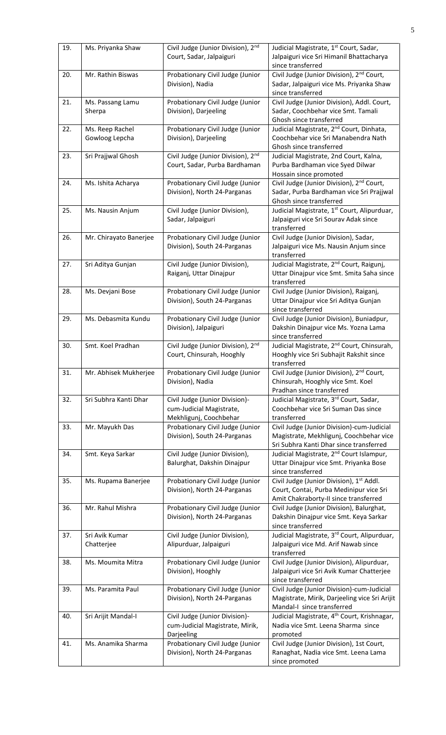| 19. | Ms. Priyanka Shaw | Civil Judge (Junior Division), 2nd Court, Sadar, Jalpaiguri | Judicial Magistrate, 1st Court, Sadar, Jalpaiguri vice Sri Himanil Bhattacharya since transferred |
|---|---|---|---|
| 20. | Mr. Rathin Biswas | Probationary Civil Judge (Junior Division), Nadia | Civil Judge (Junior Division), 2nd Court, Sadar, Jalpaiguri vice Ms. Priyanka Shaw since transferred |
| 21. | Ms. Passang Lamu Sherpa | Probationary Civil Judge (Junior Division), Darjeeling | Civil Judge (Junior Division), Addl. Court, Sadar, Coochbehar vice Smt. Tamali Ghosh since transferred |
| 22. | Ms. Reep Rachel Gowloog Lepcha | Probationary Civil Judge (Junior Division), Darjeeling | Judicial Magistrate, 2nd Court, Dinhata, Coochbehar vice Sri Manabendra Nath Ghosh since transferred |
| 23. | Sri Prajjwal Ghosh | Civil Judge (Junior Division), 2nd Court, Sadar, Purba Bardhaman | Judicial Magistrate, 2nd Court, Kalna, Purba Bardhaman vice Syed Dilwar Hossain since promoted |
| 24. | Ms. Ishita Acharya | Probationary Civil Judge (Junior Division), North 24-Parganas | Civil Judge (Junior Division), 2nd Court, Sadar, Purba Bardhaman vice Sri Prajjwal Ghosh since transferred |
| 25. | Ms. Nausin Anjum | Civil Judge (Junior Division), Sadar, Jalpaiguri | Judicial Magistrate, 1st Court, Alipurduar, Jalpaiguri vice Sri Sourav Adak since transferred |
| 26. | Mr. Chirayato Banerjee | Probationary Civil Judge (Junior Division), South 24-Parganas | Civil Judge (Junior Division), Sadar, Jalpaiguri vice Ms. Nausin Anjum since transferred |
| 27. | Sri Aditya Gunjan | Civil Judge (Junior Division), Raiganj, Uttar Dinajpur | Judicial Magistrate, 2nd Court, Raigunj, Uttar Dinajpur vice Smt. Smita Saha since transferred |
| 28. | Ms. Devjani Bose | Probationary Civil Judge (Junior Division), South 24-Parganas | Civil Judge (Junior Division), Raiganj, Uttar Dinajpur vice Sri Aditya Gunjan since transferred |
| 29. | Ms. Debasmita Kundu | Probationary Civil Judge (Junior Division), Jalpaiguri | Civil Judge (Junior Division), Buniadpur, Dakshin Dinajpur vice Ms. Yozna Lama since transferred |
| 30. | Smt. Koel Pradhan | Civil Judge (Junior Division), 2nd Court, Chinsurah, Hooghly | Judicial Magistrate, 2nd Court, Chinsurah, Hooghly vice Sri Subhajit Rakshit since transferred |
| 31. | Mr. Abhisek Mukherjee | Probationary Civil Judge (Junior Division), Nadia | Civil Judge (Junior Division), 2nd Court, Chinsurah, Hooghly vice Smt. Koel Pradhan since transferred |
| 32. | Sri Subhra Kanti Dhar | Civil Judge (Junior Division)-cum-Judicial Magistrate, Mekhligunj, Coochbehar | Judicial Magistrate, 3rd Court, Sadar, Coochbehar vice Sri Suman Das since transferred |
| 33. | Mr. Mayukh Das | Probationary Civil Judge (Junior Division), South 24-Parganas | Civil Judge (Junior Division)-cum-Judicial Magistrate, Mekhligunj, Coochbehar vice Sri Subhra Kanti Dhar since transferred |
| 34. | Smt. Keya Sarkar | Civil Judge (Junior Division), Balurghat, Dakshin Dinajpur | Judicial Magistrate, 2nd Court Islampur, Uttar Dinajpur vice Smt. Priyanka Bose since transferred |
| 35. | Ms. Rupama Banerjee | Probationary Civil Judge (Junior Division), North 24-Parganas | Civil Judge (Junior Division), 1st Addl. Court, Contai, Purba Medinipur vice Sri Amit Chakraborty-II since transferred |
| 36. | Mr. Rahul Mishra | Probationary Civil Judge (Junior Division), North 24-Parganas | Civil Judge (Junior Division), Balurghat, Dakshin Dinajpur vice Smt. Keya Sarkar since transferred |
| 37. | Sri Avik Kumar Chatterjee | Civil Judge (Junior Division), Alipurduar, Jalpaiguri | Judicial Magistrate, 3rd Court, Alipurduar, Jalpaiguri vice Md. Arif Nawab since transferred |
| 38. | Ms. Moumita Mitra | Probationary Civil Judge (Junior Division), Hooghly | Civil Judge (Junior Division), Alipurduar, Jalpaiguri vice Sri Avik Kumar Chatterjee since transferred |
| 39. | Ms. Paramita Paul | Probationary Civil Judge (Junior Division), North 24-Parganas | Civil Judge (Junior Division)-cum-Judicial Magistrate, Mirik, Darjeeling vice Sri Arijit Mandal-I since transferred |
| 40. | Sri Arijit Mandal-I | Civil Judge (Junior Division)-cum-Judicial Magistrate, Mirik, Darjeeling | Judicial Magistrate, 4th Court, Krishnagar, Nadia vice Smt. Leena Sharma since promoted |
| 41. | Ms. Anamika Sharma | Probationary Civil Judge (Junior Division), North 24-Parganas | Civil Judge (Junior Division), 1st Court, Ranaghat, Nadia vice Smt. Leena Lama since promoted |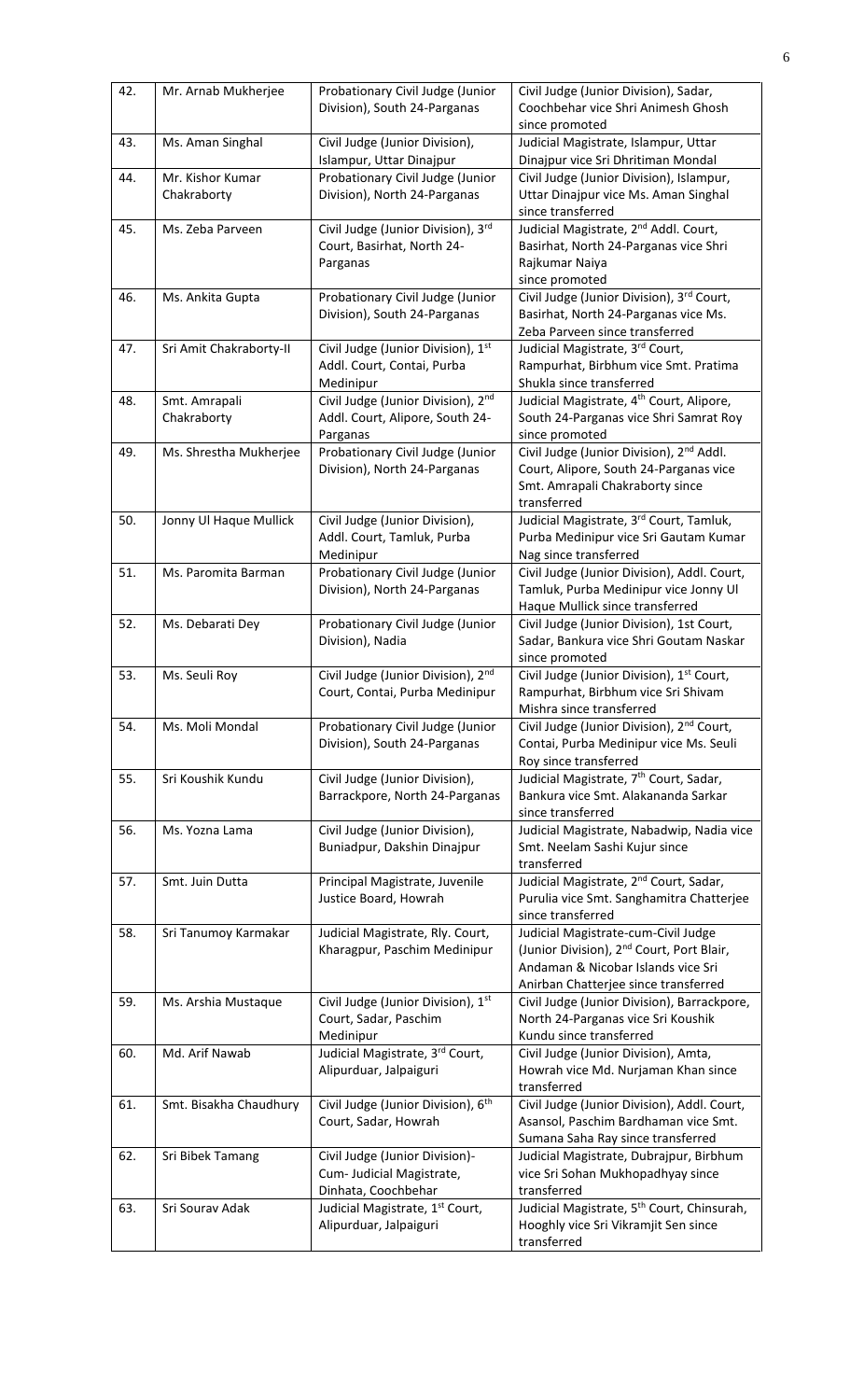| 42. | Mr. Arnab Mukherjee | Probationary Civil Judge (Junior Division), South 24-Parganas | Civil Judge (Junior Division), Sadar, Coochbehar vice Shri Animesh Ghosh since promoted |
|---|---|---|---|
| 43. | Ms. Aman Singhal | Civil Judge (Junior Division), Islampur, Uttar Dinajpur | Judicial Magistrate, Islampur, Uttar Dinajpur vice Sri Dhritiman Mondal |
| 44. | Mr. Kishor Kumar Chakraborty | Probationary Civil Judge (Junior Division), North 24-Parganas | Civil Judge (Junior Division), Islampur, Uttar Dinajpur vice Ms. Aman Singhal since transferred |
| 45. | Ms. Zeba Parveen | Civil Judge (Junior Division), 3rd Court, Basirhat, North 24-Parganas | Judicial Magistrate, 2nd Addl. Court, Basirhat, North 24-Parganas vice Shri Rajkumar Naiya since promoted |
| 46. | Ms. Ankita Gupta | Probationary Civil Judge (Junior Division), South 24-Parganas | Civil Judge (Junior Division), 3rd Court, Basirhat, North 24-Parganas vice Ms. Zeba Parveen since transferred |
| 47. | Sri Amit Chakraborty-II | Civil Judge (Junior Division), 1st Addl. Court, Contai, Purba Medinipur | Judicial Magistrate, 3rd Court, Rampurhat, Birbhum vice Smt. Pratima Shukla since transferred |
| 48. | Smt. Amrapali Chakraborty | Civil Judge (Junior Division), 2nd Addl. Court, Alipore, South 24-Parganas | Judicial Magistrate, 4th Court, Alipore, South 24-Parganas vice Shri Samrat Roy since promoted |
| 49. | Ms. Shrestha Mukherjee | Probationary Civil Judge (Junior Division), North 24-Parganas | Civil Judge (Junior Division), 2nd Addl. Court, Alipore, South 24-Parganas vice Smt. Amrapali Chakraborty since transferred |
| 50. | Jonny Ul Haque Mullick | Civil Judge (Junior Division), Addl. Court, Tamluk, Purba Medinipur | Judicial Magistrate, 3rd Court, Tamluk, Purba Medinipur vice Sri Gautam Kumar Nag since transferred |
| 51. | Ms. Paromita Barman | Probationary Civil Judge (Junior Division), North 24-Parganas | Civil Judge (Junior Division), Addl. Court, Tamluk, Purba Medinipur vice Jonny Ul Haque Mullick since transferred |
| 52. | Ms. Debarati Dey | Probationary Civil Judge (Junior Division), Nadia | Civil Judge (Junior Division), 1st Court, Sadar, Bankura vice Shri Goutam Naskar since promoted |
| 53. | Ms. Seuli Roy | Civil Judge (Junior Division), 2nd Court, Contai, Purba Medinipur | Civil Judge (Junior Division), 1st Court, Rampurhat, Birbhum vice Sri Shivam Mishra since transferred |
| 54. | Ms. Moli Mondal | Probationary Civil Judge (Junior Division), South 24-Parganas | Civil Judge (Junior Division), 2nd Court, Contai, Purba Medinipur vice Ms. Seuli Roy since transferred |
| 55. | Sri Koushik Kundu | Civil Judge (Junior Division), Barrackpore, North 24-Parganas | Judicial Magistrate, 7th Court, Sadar, Bankura vice Smt. Alakananda Sarkar since transferred |
| 56. | Ms. Yozna Lama | Civil Judge (Junior Division), Buniadpur, Dakshin Dinajpur | Judicial Magistrate, Nabadwip, Nadia vice Smt. Neelam Sashi Kujur since transferred |
| 57. | Smt. Juin Dutta | Principal Magistrate, Juvenile Justice Board, Howrah | Judicial Magistrate, 2nd Court, Sadar, Purulia vice Smt. Sanghamitra Chatterjee since transferred |
| 58. | Sri Tanumoy Karmakar | Judicial Magistrate, Rly. Court, Kharagpur, Paschim Medinipur | Judicial Magistrate-cum-Civil Judge (Junior Division), 2nd Court, Port Blair, Andaman & Nicobar Islands vice Sri Anirban Chatterjee since transferred |
| 59. | Ms. Arshia Mustaque | Civil Judge (Junior Division), 1st Court, Sadar, Paschim Medinipur | Civil Judge (Junior Division), Barrackpore, North 24-Parganas vice Sri Koushik Kundu since transferred |
| 60. | Md. Arif Nawab | Judicial Magistrate, 3rd Court, Alipurduar, Jalpaiguri | Civil Judge (Junior Division), Amta, Howrah vice Md. Nurjaman Khan since transferred |
| 61. | Smt. Bisakha Chaudhury | Civil Judge (Junior Division), 6th Court, Sadar, Howrah | Civil Judge (Junior Division), Addl. Court, Asansol, Paschim Bardhaman vice Smt. Sumana Saha Ray since transferred |
| 62. | Sri Bibek Tamang | Civil Judge (Junior Division)-Cum- Judicial Magistrate, Dinhata, Coochbehar | Judicial Magistrate, Dubrajpur, Birbhum vice Sri Sohan Mukhopadhyay since transferred |
| 63. | Sri Sourav Adak | Judicial Magistrate, 1st Court, Alipurduar, Jalpaiguri | Judicial Magistrate, 5th Court, Chinsurah, Hooghly vice Sri Vikramjit Sen since transferred |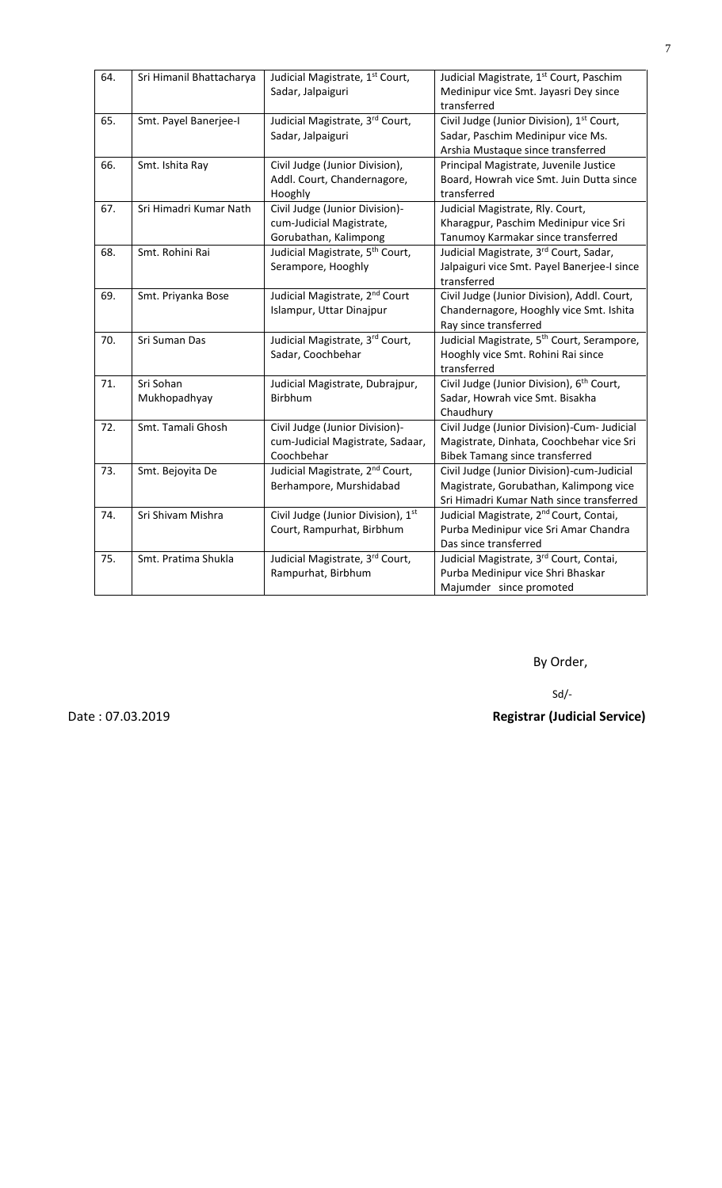| | | | |
|---|---|---|---|
| 64. | Sri Himanil Bhattacharya | Judicial Magistrate, 1st Court, Sadar, Jalpaiguri | Judicial Magistrate, 1st Court, Paschim Medinipur vice Smt. Jayasri Dey since transferred |
| 65. | Smt. Payel Banerjee-I | Judicial Magistrate, 3rd Court, Sadar, Jalpaiguri | Civil Judge (Junior Division), 1st Court, Sadar, Paschim Medinipur vice Ms. Arshia Mustaque since transferred |
| 66. | Smt. Ishita Ray | Civil Judge (Junior Division), Addl. Court, Chandernagore, Hooghly | Principal Magistrate, Juvenile Justice Board, Howrah vice Smt. Juin Dutta since transferred |
| 67. | Sri Himadri Kumar Nath | Civil Judge (Junior Division)-cum-Judicial Magistrate, Gorubathan, Kalimpong | Judicial Magistrate, Rly. Court, Kharagpur, Paschim Medinipur vice Sri Tanumoy Karmakar since transferred |
| 68. | Smt. Rohini Rai | Judicial Magistrate, 5th Court, Serampore, Hooghly | Judicial Magistrate, 3rd Court, Sadar, Jalpaiguri vice Smt. Payel Banerjee-I since transferred |
| 69. | Smt. Priyanka Bose | Judicial Magistrate, 2nd Court Islampur, Uttar Dinajpur | Civil Judge (Junior Division), Addl. Court, Chandernagore, Hooghly vice Smt. Ishita Ray since transferred |
| 70. | Sri Suman Das | Judicial Magistrate, 3rd Court, Sadar, Coochbehar | Judicial Magistrate, 5th Court, Serampore, Hooghly vice Smt. Rohini Rai since transferred |
| 71. | Sri Sohan Mukhopadhyay | Judicial Magistrate, Dubrajpur, Birbhum | Civil Judge (Junior Division), 6th Court, Sadar, Howrah vice Smt. Bisakha Chaudhury |
| 72. | Smt. Tamali Ghosh | Civil Judge (Junior Division)-cum-Judicial Magistrate, Sadaar, Coochbehar | Civil Judge (Junior Division)-Cum- Judicial Magistrate, Dinhata, Coochbehar vice Sri Bibek Tamang since transferred |
| 73. | Smt. Bejoyita De | Judicial Magistrate, 2nd Court, Berhampore, Murshidabad | Civil Judge (Junior Division)-cum-Judicial Magistrate, Gorubathan, Kalimpong vice Sri Himadri Kumar Nath since transferred |
| 74. | Sri Shivam Mishra | Civil Judge (Junior Division), 1st Court, Rampurhat, Birbhum | Judicial Magistrate, 2nd Court, Contai, Purba Medinipur vice Sri Amar Chandra Das since transferred |
| 75. | Smt. Pratima Shukla | Judicial Magistrate, 3rd Court, Rampurhat, Birbhum | Judicial Magistrate, 3rd Court, Contai, Purba Medinipur vice Shri Bhaskar Majumder since promoted |

By Order,

Sd/-

Date : 07.03.2019

**Registrar (Judicial Service)**